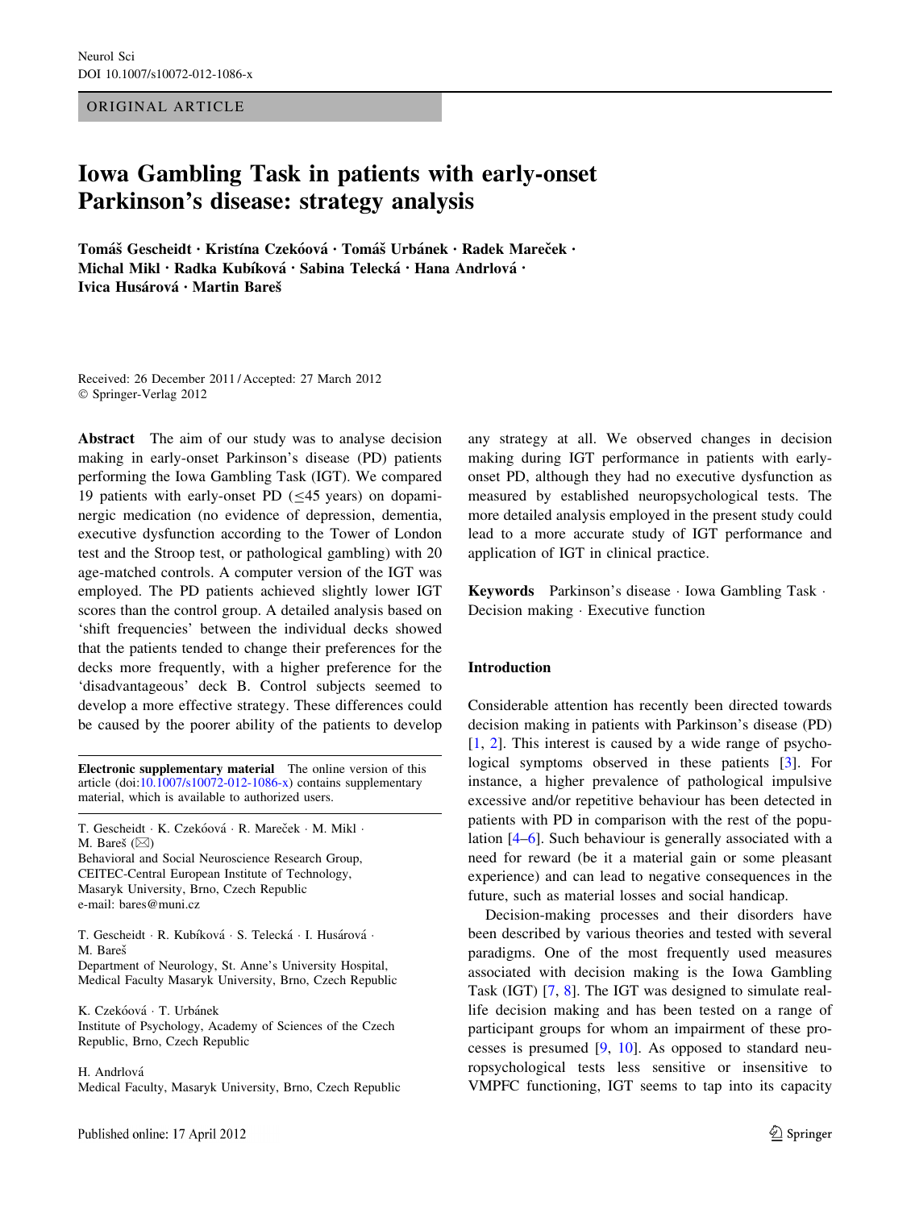ORIGINAL ARTICLE

# Iowa Gambling Task in patients with early-onset Parkinson's disease: strategy analysis

**Tomáš Gescheidt · Kristína Czekóová · Tomáš Urbánek · Radek Mareček · Michal Mikl · Radka Kubíková · Sabina Telecká · Hana Andrlová · Ivica Husárová · Martin Bareš**

Received: 26 December 2011 / Accepted: 27 March 2012
© Springer-Verlag 2012

**Abstract** The aim of our study was to analyse decision making in early-onset Parkinson's disease (PD) patients performing the Iowa Gambling Task (IGT). We compared 19 patients with early-onset PD ($\leq$45 years) on dopaminergic medication (no evidence of depression, dementia, executive dysfunction according to the Tower of London test and the Stroop test, or pathological gambling) with 20 age-matched controls. A computer version of the IGT was employed. The PD patients achieved slightly lower IGT scores than the control group. A detailed analysis based on 'shift frequencies' between the individual decks showed that the patients tended to change their preferences for the decks more frequently, with a higher preference for the 'disadvantageous' deck B. Control subjects seemed to develop a more effective strategy. These differences could be caused by the poorer ability of the patients to develop any strategy at all. We observed changes in decision making during IGT performance in patients with early-onset PD, although they had no executive dysfunction as measured by established neuropsychological tests. The more detailed analysis employed in the present study could lead to a more accurate study of IGT performance and application of IGT in clinical practice.

**Keywords** Parkinson's disease · Iowa Gambling Task · Decision making · Executive function

**Electronic supplementary material** The online version of this article (doi:10.1007/s10072-012-1086-x) contains supplementary material, which is available to authorized users.

T. Gescheidt · K. Czekóová · R. Mareček · M. Mikl · M. Bareš (✉)
Behavioral and Social Neuroscience Research Group, CEITEC-Central European Institute of Technology, Masaryk University, Brno, Czech Republic
e-mail: bares@muni.cz

T. Gescheidt · R. Kubíková · S. Telecká · I. Husárová · M. Bareš
Department of Neurology, St. Anne's University Hospital, Medical Faculty Masaryk University, Brno, Czech Republic

K. Czekóová · T. Urbánek
Institute of Psychology, Academy of Sciences of the Czech Republic, Brno, Czech Republic

H. Andrlová
Medical Faculty, Masaryk University, Brno, Czech Republic

## Introduction

Considerable attention has recently been directed towards decision making in patients with Parkinson's disease (PD) [1, 2]. This interest is caused by a wide range of psychological symptoms observed in these patients [3]. For instance, a higher prevalence of pathological impulsive excessive and/or repetitive behaviour has been detected in patients with PD in comparison with the rest of the population [4–6]. Such behaviour is generally associated with a need for reward (be it a material gain or some pleasant experience) and can lead to negative consequences in the future, such as material losses and social handicap.

Decision-making processes and their disorders have been described by various theories and tested with several paradigms. One of the most frequently used measures associated with decision making is the Iowa Gambling Task (IGT) [7, 8]. The IGT was designed to simulate real-life decision making and has been tested on a range of participant groups for whom an impairment of these processes is presumed [9, 10]. As opposed to standard neuropsychological tests less sensitive or insensitive to VMPFC functioning, IGT seems to tap into its capacity

Published online: 17 April 2012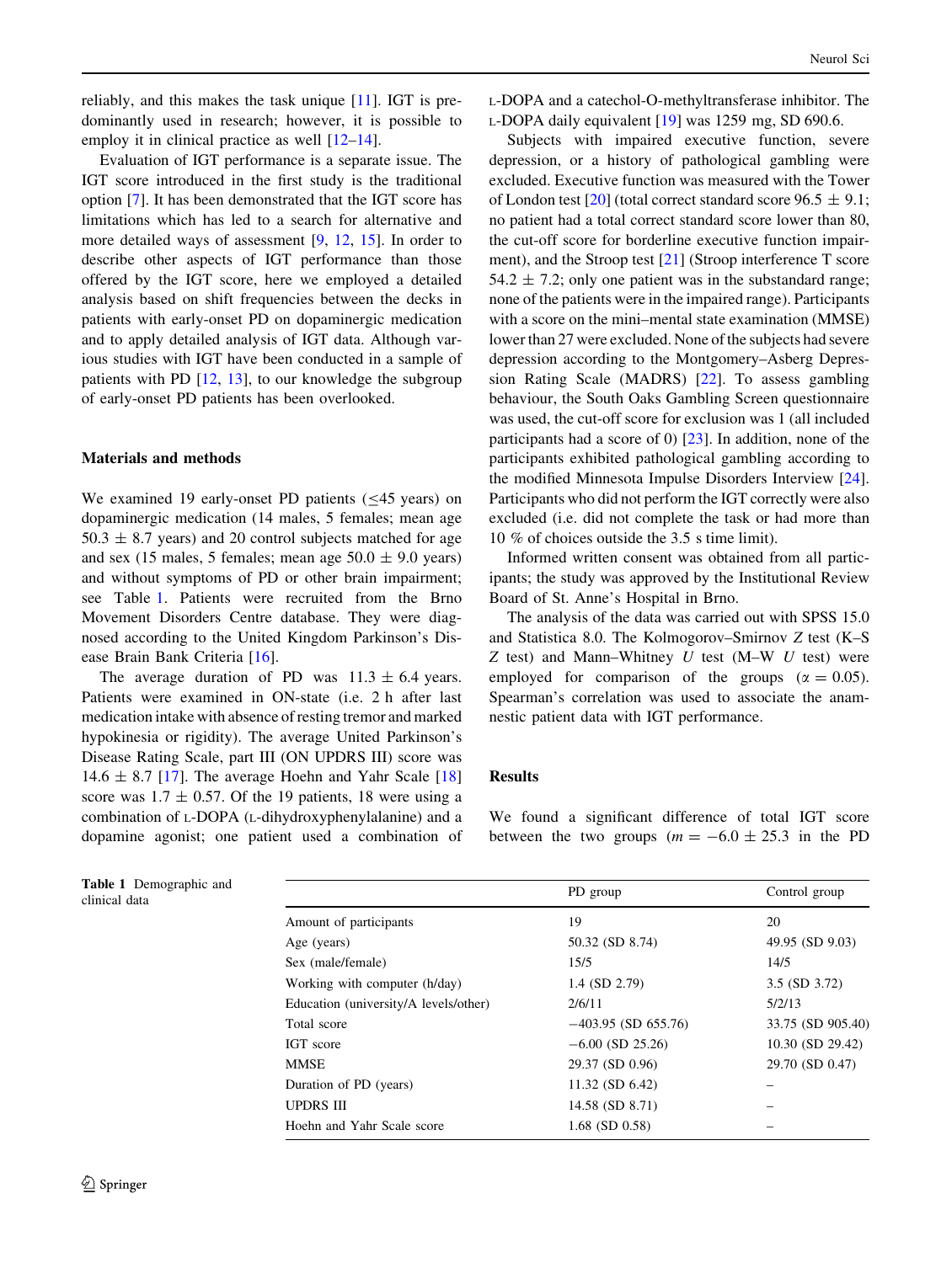reliably, and this makes the task unique [11]. IGT is predominantly used in research; however, it is possible to employ it in clinical practice as well [12–14].

Evaluation of IGT performance is a separate issue. The IGT score introduced in the first study is the traditional option [7]. It has been demonstrated that the IGT score has limitations which has led to a search for alternative and more detailed ways of assessment [9, 12, 15]. In order to describe other aspects of IGT performance than those offered by the IGT score, here we employed a detailed analysis based on shift frequencies between the decks in patients with early-onset PD on dopaminergic medication and to apply detailed analysis of IGT data. Although various studies with IGT have been conducted in a sample of patients with PD [12, 13], to our knowledge the subgroup of early-onset PD patients has been overlooked.

## Materials and methods

We examined 19 early-onset PD patients ($\leq$45 years) on dopaminergic medication (14 males, 5 females; mean age $50.3 \pm 8.7$ years) and 20 control subjects matched for age and sex (15 males, 5 females; mean age $50.0 \pm 9.0$ years) and without symptoms of PD or other brain impairment; see Table 1. Patients were recruited from the Brno Movement Disorders Centre database. They were diagnosed according to the United Kingdom Parkinson's Disease Brain Bank Criteria [16].

The average duration of PD was $11.3 \pm 6.4$ years. Patients were examined in ON-state (i.e. 2 h after last medication intake with absence of resting tremor and marked hypokinesia or rigidity). The average United Parkinson's Disease Rating Scale, part III (ON UPDRS III) score was $14.6 \pm 8.7$ [17]. The average Hoehn and Yahr Scale [18] score was $1.7 \pm 0.57$. Of the 19 patients, 18 were using a combination of L-DOPA (L-dihydroxyphenylalanine) and a dopamine agonist; one patient used a combination of L-DOPA and a catechol-O-methyltransferase inhibitor. The L-DOPA daily equivalent [19] was 1259 mg, SD 690.6.

Subjects with impaired executive function, severe depression, or a history of pathological gambling were excluded. Executive function was measured with the Tower of London test [20] (total correct standard score $96.5 \pm 9.1$; no patient had a total correct standard score lower than 80, the cut-off score for borderline executive function impairment), and the Stroop test [21] (Stroop interference T score $54.2 \pm 7.2$; only one patient was in the substandard range; none of the patients were in the impaired range). Participants with a score on the mini–mental state examination (MMSE) lower than 27 were excluded. None of the subjects had severe depression according to the Montgomery–Asberg Depression Rating Scale (MADRS) [22]. To assess gambling behaviour, the South Oaks Gambling Screen questionnaire was used, the cut-off score for exclusion was 1 (all included participants had a score of 0) [23]. In addition, none of the participants exhibited pathological gambling according to the modified Minnesota Impulse Disorders Interview [24]. Participants who did not perform the IGT correctly were also excluded (i.e. did not complete the task or had more than 10 % of choices outside the 3.5 s time limit).

Informed written consent was obtained from all participants; the study was approved by the Institutional Review Board of St. Anne's Hospital in Brno.

The analysis of the data was carried out with SPSS 15.0 and Statistica 8.0. The Kolmogorov–Smirnov *Z* test (K–S *Z* test) and Mann–Whitney *U* test (M–W *U* test) were employed for comparison of the groups ($\alpha = 0.05$). Spearman's correlation was used to associate the anamnestic patient data with IGT performance.

## Results

We found a significant difference of total IGT score between the two groups ($m = -6.0 \pm 25.3$ in the PD

**Table 1** Demographic and clinical data

| | PD group | Control group |
|---|---|---|
| Amount of participants | 19 | 20 |
| Age (years) | 50.32 (SD 8.74) | 49.95 (SD 9.03) |
| Sex (male/female) | 15/5 | 14/5 |
| Working with computer (h/day) | 1.4 (SD 2.79) | 3.5 (SD 3.72) |
| Education (university/A levels/other) | 2/6/11 | 5/2/13 |
| Total score | −403.95 (SD 655.76) | 33.75 (SD 905.40) |
| IGT score | −6.00 (SD 25.26) | 10.30 (SD 29.42) |
| MMSE | 29.37 (SD 0.96) | 29.70 (SD 0.47) |
| Duration of PD (years) | 11.32 (SD 6.42) | – |
| UPDRS III | 14.58 (SD 8.71) | – |
| Hoehn and Yahr Scale score | 1.68 (SD 0.58) | – |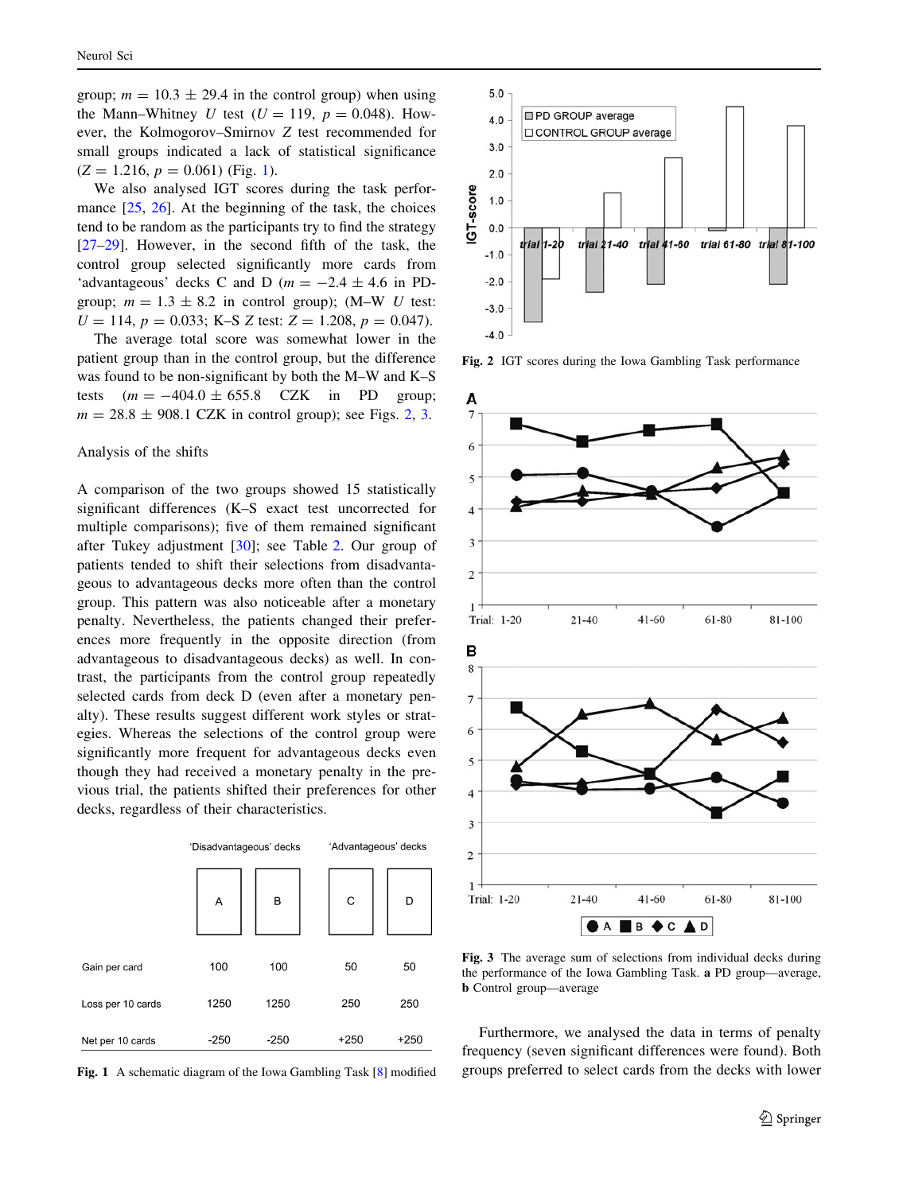group; $m = 10.3 \pm 29.4$ in the control group) when using the Mann–Whitney $U$ test ($U = 119$, $p = 0.048$). However, the Kolmogorov–Smirnov $Z$ test recommended for small groups indicated a lack of statistical significance ($Z = 1.216$, $p = 0.061$) (Fig. 1).

We also analysed IGT scores during the task performance [25, 26]. At the beginning of the task, the choices tend to be random as the participants try to find the strategy [27–29]. However, in the second fifth of the task, the control group selected significantly more cards from 'advantageous' decks C and D ($m = -2.4 \pm 4.6$ in PD-group; $m = 1.3 \pm 8.2$ in control group); (M–W $U$ test: $U = 114$, $p = 0.033$; K–S $Z$ test: $Z = 1.208$, $p = 0.047$).

The average total score was somewhat lower in the patient group than in the control group, but the difference was found to be non-significant by both the M–W and K–S tests ($m = -404.0 \pm 655.8$ CZK in PD group; $m = 28.8 \pm 908.1$ CZK in control group); see Figs. 2, 3.

Analysis of the shifts

A comparison of the two groups showed 15 statistically significant differences (K–S exact test uncorrected for multiple comparisons); five of them remained significant after Tukey adjustment [30]; see Table 2. Our group of patients tended to shift their selections from disadvantageous to advantageous decks more often than the control group. This pattern was also noticeable after a monetary penalty. Nevertheless, the patients changed their preferences more frequently in the opposite direction (from advantageous to disadvantageous decks) as well. In contrast, the participants from the control group repeatedly selected cards from deck D (even after a monetary penalty). These results suggest different work styles or strategies. Whereas the selections of the control group were significantly more frequent for advantageous decks even though they had received a monetary penalty in the previous trial, the patients shifted their preferences for other decks, regardless of their characteristics.

| | 'Disadvantageous' decks | | 'Advantageous' decks | |
|---|---|---|---|---|
| | A | B | C | D |
| Gain per card | 100 | 100 | 50 | 50 |
| Loss per 10 cards | 1250 | 1250 | 250 | 250 |
| Net per 10 cards | -250 | -250 | +250 | +250 |

**Fig. 1** A schematic diagram of the Iowa Gambling Task [8] modified

**Fig. 2** IGT scores during the Iowa Gambling Task performance

**Fig. 3** The average sum of selections from individual decks during the performance of the Iowa Gambling Task. **a** PD group—average, **b** Control group—average

Furthermore, we analysed the data in terms of penalty frequency (seven significant differences were found). Both groups preferred to select cards from the decks with lower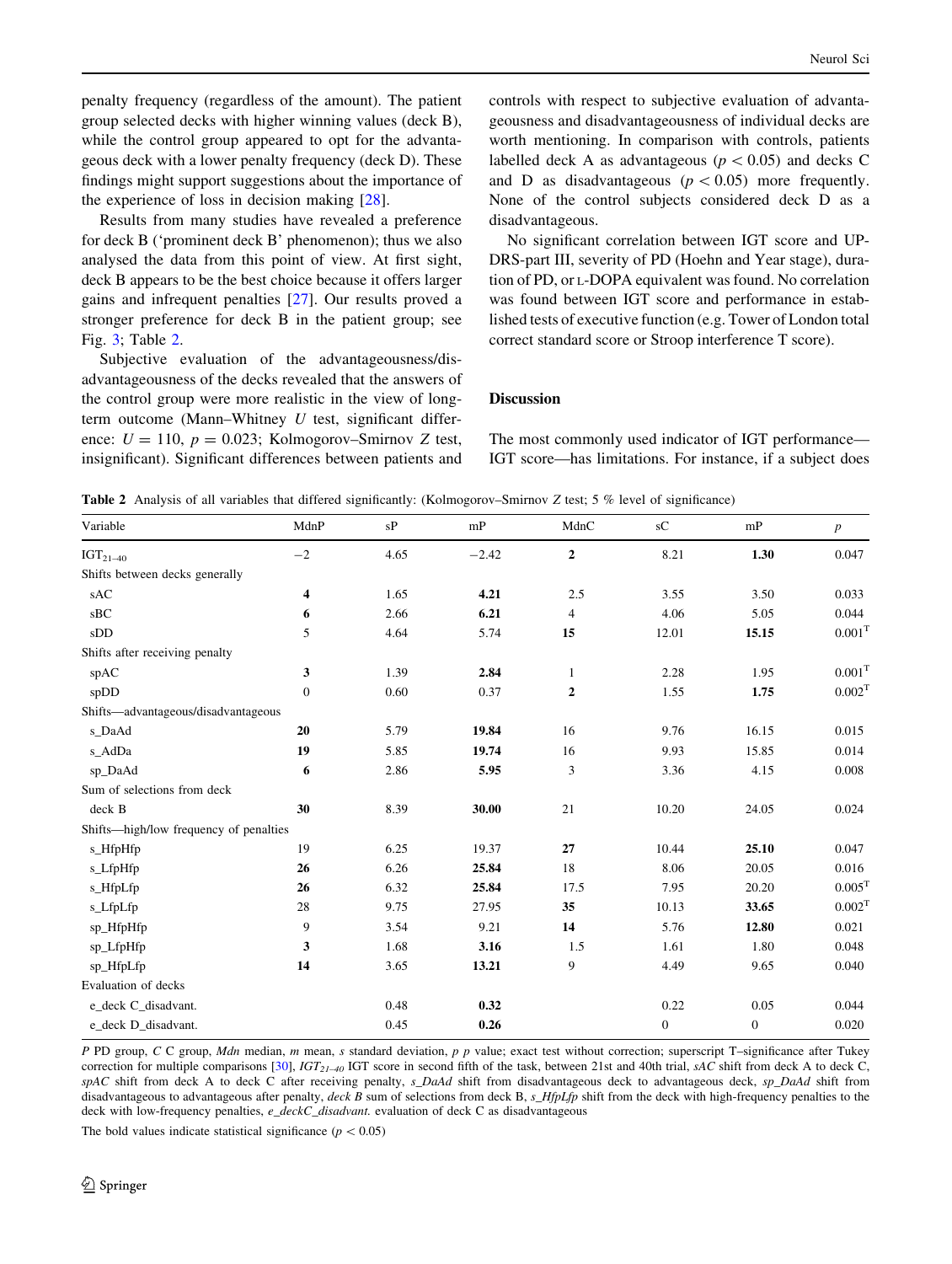penalty frequency (regardless of the amount). The patient group selected decks with higher winning values (deck B), while the control group appeared to opt for the advantageous deck with a lower penalty frequency (deck D). These findings might support suggestions about the importance of the experience of loss in decision making [28].

Results from many studies have revealed a preference for deck B ('prominent deck B' phenomenon); thus we also analysed the data from this point of view. At first sight, deck B appears to be the best choice because it offers larger gains and infrequent penalties [27]. Our results proved a stronger preference for deck B in the patient group; see Fig. 3; Table 2.

Subjective evaluation of the advantageousness/disadvantageousness of the decks revealed that the answers of the control group were more realistic in the view of long-term outcome (Mann–Whitney $U$ test, significant difference: $U = 110$, $p = 0.023$; Kolmogorov–Smirnov $Z$ test, insignificant). Significant differences between patients and controls with respect to subjective evaluation of advantageousness and disadvantageousness of individual decks are worth mentioning. In comparison with controls, patients labelled deck A as advantageous ($p < 0.05$) and decks C and D as disadvantageous ($p < 0.05$) more frequently. None of the control subjects considered deck D as a disadvantageous.

No significant correlation between IGT score and UPDRS-part III, severity of PD (Hoehn and Year stage), duration of PD, or L-DOPA equivalent was found. No correlation was found between IGT score and performance in established tests of executive function (e.g. Tower of London total correct standard score or Stroop interference T score).

## Discussion

The most commonly used indicator of IGT performance—IGT score—has limitations. For instance, if a subject does

**Table 2** Analysis of all variables that differed significantly: (Kolmogorov–Smirnov $Z$ test; 5 % level of significance)

| Variable | MdnP | sP | mP | MdnC | sC | mC | $p$ |
|---|---|---|---|---|---|---|---|
| $IGT_{21\text{–}40}$ | −2 | 4.65 | −2.42 | **2** | 8.21 | **1.30** | 0.047 |
| Shifts between decks generally | | | | | | | |
| sAC | **4** | 1.65 | **4.21** | 2.5 | 3.55 | 3.50 | 0.033 |
| sBC | **6** | 2.66 | **6.21** | 4 | 4.06 | 5.05 | 0.044 |
| sDD | 5 | 4.64 | 5.74 | **15** | 12.01 | **15.15** | $0.001^{T}$ |
| Shifts after receiving penalty | | | | | | | |
| spAC | **3** | 1.39 | **2.84** | 1 | 2.28 | 1.95 | $0.001^{T}$ |
| spDD | 0 | 0.60 | 0.37 | **2** | 1.55 | **1.75** | $0.002^{T}$ |
| Shifts—advantageous/disadvantageous | | | | | | | |
| s_DaAd | **20** | 5.79 | **19.84** | 16 | 9.76 | 16.15 | 0.015 |
| s_AdDa | **19** | 5.85 | **19.74** | 16 | 9.93 | 15.85 | 0.014 |
| sp_DaAd | **6** | 2.86 | **5.95** | 3 | 3.36 | 4.15 | 0.008 |
| Sum of selections from deck | | | | | | | |
| deck B | **30** | 8.39 | **30.00** | 21 | 10.20 | 24.05 | 0.024 |
| Shifts—high/low frequency of penalties | | | | | | | |
| s_HfpHfp | 19 | 6.25 | 19.37 | **27** | 10.44 | **25.10** | 0.047 |
| s_LfpHfp | **26** | 6.26 | **25.84** | 18 | 8.06 | 20.05 | 0.016 |
| s_HfpLfp | **26** | 6.32 | **25.84** | 17.5 | 7.95 | 20.20 | $0.005^{T}$ |
| s_LfpLfp | 28 | 9.75 | 27.95 | **35** | 10.13 | **33.65** | $0.002^{T}$ |
| sp_HfpHfp | 9 | 3.54 | 9.21 | **14** | 5.76 | **12.80** | 0.021 |
| sp_LfpHfp | **3** | 1.68 | **3.16** | 1.5 | 1.61 | 1.80 | 0.048 |
| sp_HfpLfp | **14** | 3.65 | **13.21** | 9 | 4.49 | 9.65 | 0.040 |
| Evaluation of decks | | | | | | | |
| e_deck C_disadvant. | | 0.48 | **0.32** | | 0.22 | 0.05 | 0.044 |
| e_deck D_disadvant. | | 0.45 | **0.26** | | 0 | 0 | 0.020 |

*P* PD group, *C* C group, *Mdn* median, *m* mean, *s* standard deviation, *p* *p* value; exact test without correction; superscript T–significance after Tukey correction for multiple comparisons [30], $IGT_{21\text{–}40}$ IGT score in second fifth of the task, between 21st and 40th trial, *sAC* shift from deck A to deck C, *spAC* shift from deck A to deck C after receiving penalty, *s_DaAd* shift from disadvantageous deck to advantageous deck, *sp_DaAd* shift from disadvantageous to advantageous after penalty, *deck B* sum of selections from deck B, *s_HfpLfp* shift from the deck with high-frequency penalties to the deck with low-frequency penalties, *e_deckC_disadvant.* evaluation of deck C as disadvantageous

The bold values indicate statistical significance ($p < 0.05$)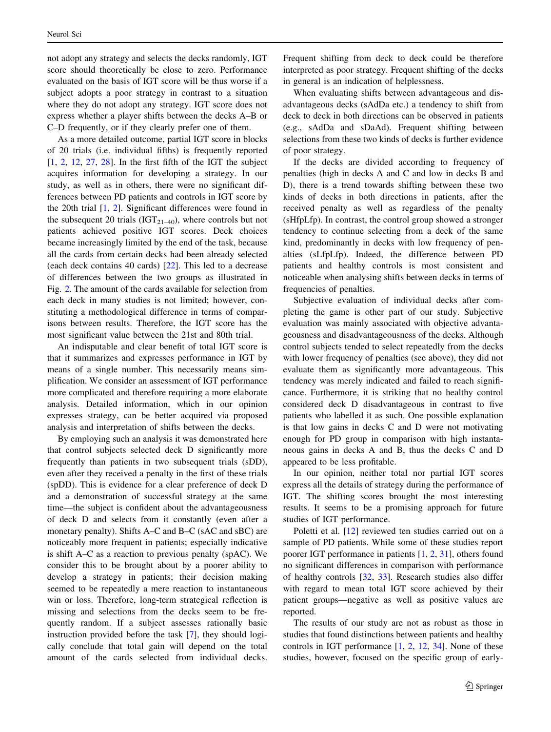not adopt any strategy and selects the decks randomly, IGT score should theoretically be close to zero. Performance evaluated on the basis of IGT score will be thus worse if a subject adopts a poor strategy in contrast to a situation where they do not adopt any strategy. IGT score does not express whether a player shifts between the decks A–B or C–D frequently, or if they clearly prefer one of them.

As a more detailed outcome, partial IGT score in blocks of 20 trials (i.e. individual fifths) is frequently reported [1, 2, 12, 27, 28]. In the first fifth of the IGT the subject acquires information for developing a strategy. In our study, as well as in others, there were no significant differences between PD patients and controls in IGT score by the 20th trial [1, 2]. Significant differences were found in the subsequent 20 trials ($IGT_{21–40}$), where controls but not patients achieved positive IGT scores. Deck choices became increasingly limited by the end of the task, because all the cards from certain decks had been already selected (each deck contains 40 cards) [22]. This led to a decrease of differences between the two groups as illustrated in Fig. 2. The amount of the cards available for selection from each deck in many studies is not limited; however, constituting a methodological difference in terms of comparisons between results. Therefore, the IGT score has the most significant value between the 21st and 80th trial.

An indisputable and clear benefit of total IGT score is that it summarizes and expresses performance in IGT by means of a single number. This necessarily means simplification. We consider an assessment of IGT performance more complicated and therefore requiring a more elaborate analysis. Detailed information, which in our opinion expresses strategy, can be better acquired via proposed analysis and interpretation of shifts between the decks.

By employing such an analysis it was demonstrated here that control subjects selected deck D significantly more frequently than patients in two subsequent trials (sDD), even after they received a penalty in the first of these trials (spDD). This is evidence for a clear preference of deck D and a demonstration of successful strategy at the same time—the subject is confident about the advantageousness of deck D and selects from it constantly (even after a monetary penalty). Shifts A–C and B–C (sAC and sBC) are noticeably more frequent in patients; especially indicative is shift A–C as a reaction to previous penalty (spAC). We consider this to be brought about by a poorer ability to develop a strategy in patients; their decision making seemed to be repeatedly a mere reaction to instantaneous win or loss. Therefore, long-term strategical reflection is missing and selections from the decks seem to be frequently random. If a subject assesses rationally basic instruction provided before the task [7], they should logically conclude that total gain will depend on the total amount of the cards selected from individual decks. Frequent shifting from deck to deck could be therefore interpreted as poor strategy. Frequent shifting of the decks in general is an indication of helplessness.

When evaluating shifts between advantageous and disadvantageous decks (sAdDa etc.) a tendency to shift from deck to deck in both directions can be observed in patients (e.g., sAdDa and sDaAd). Frequent shifting between selections from these two kinds of decks is further evidence of poor strategy.

If the decks are divided according to frequency of penalties (high in decks A and C and low in decks B and D), there is a trend towards shifting between these two kinds of decks in both directions in patients, after the received penalty as well as regardless of the penalty (sHfpLfp). In contrast, the control group showed a stronger tendency to continue selecting from a deck of the same kind, predominantly in decks with low frequency of penalties (sLfpLfp). Indeed, the difference between PD patients and healthy controls is most consistent and noticeable when analysing shifts between decks in terms of frequencies of penalties.

Subjective evaluation of individual decks after completing the game is other part of our study. Subjective evaluation was mainly associated with objective advantageousness and disadvantageousness of the decks. Although control subjects tended to select repeatedly from the decks with lower frequency of penalties (see above), they did not evaluate them as significantly more advantageous. This tendency was merely indicated and failed to reach significance. Furthermore, it is striking that no healthy control considered deck D disadvantageous in contrast to five patients who labelled it as such. One possible explanation is that low gains in decks C and D were not motivating enough for PD group in comparison with high instantaneous gains in decks A and B, thus the decks C and D appeared to be less profitable.

In our opinion, neither total nor partial IGT scores express all the details of strategy during the performance of IGT. The shifting scores brought the most interesting results. It seems to be a promising approach for future studies of IGT performance.

Poletti et al. [12] reviewed ten studies carried out on a sample of PD patients. While some of these studies report poorer IGT performance in patients [1, 2, 31], others found no significant differences in comparison with performance of healthy controls [32, 33]. Research studies also differ with regard to mean total IGT score achieved by their patient groups—negative as well as positive values are reported.

The results of our study are not as robust as those in studies that found distinctions between patients and healthy controls in IGT performance [1, 2, 12, 34]. None of these studies, however, focused on the specific group of early-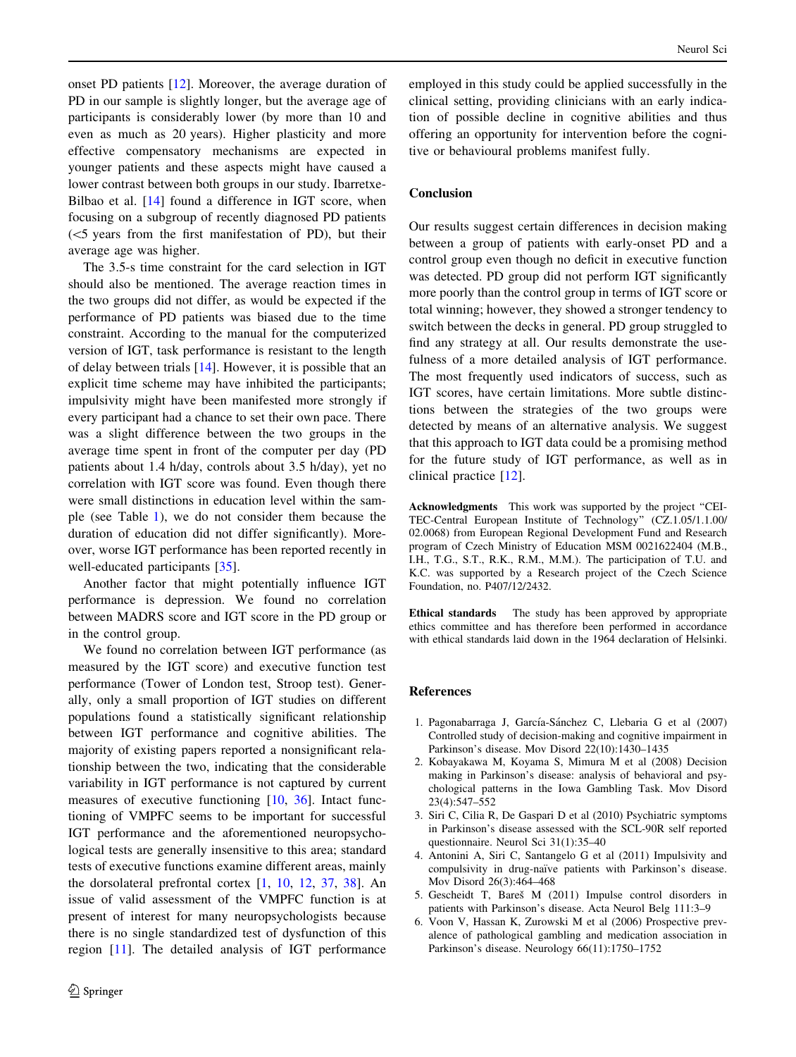onset PD patients [12]. Moreover, the average duration of PD in our sample is slightly longer, but the average age of participants is considerably lower (by more than 10 and even as much as 20 years). Higher plasticity and more effective compensatory mechanisms are expected in younger patients and these aspects might have caused a lower contrast between both groups in our study. Ibarretxe-Bilbao et al. [14] found a difference in IGT score, when focusing on a subgroup of recently diagnosed PD patients (<5 years from the first manifestation of PD), but their average age was higher.

The 3.5-s time constraint for the card selection in IGT should also be mentioned. The average reaction times in the two groups did not differ, as would be expected if the performance of PD patients was biased due to the time constraint. According to the manual for the computerized version of IGT, task performance is resistant to the length of delay between trials [14]. However, it is possible that an explicit time scheme may have inhibited the participants; impulsivity might have been manifested more strongly if every participant had a chance to set their own pace. There was a slight difference between the two groups in the average time spent in front of the computer per day (PD patients about 1.4 h/day, controls about 3.5 h/day), yet no correlation with IGT score was found. Even though there were small distinctions in education level within the sample (see Table 1), we do not consider them because the duration of education did not differ significantly). Moreover, worse IGT performance has been reported recently in well-educated participants [35].

Another factor that might potentially influence IGT performance is depression. We found no correlation between MADRS score and IGT score in the PD group or in the control group.

We found no correlation between IGT performance (as measured by the IGT score) and executive function test performance (Tower of London test, Stroop test). Generally, only a small proportion of IGT studies on different populations found a statistically significant relationship between IGT performance and cognitive abilities. The majority of existing papers reported a nonsignificant relationship between the two, indicating that the considerable variability in IGT performance is not captured by current measures of executive functioning [10, 36]. Intact functioning of VMPFC seems to be important for successful IGT performance and the aforementioned neuropsychological tests are generally insensitive to this area; standard tests of executive functions examine different areas, mainly the dorsolateral prefrontal cortex [1, 10, 12, 37, 38]. An issue of valid assessment of the VMPFC function is at present of interest for many neuropsychologists because there is no single standardized test of dysfunction of this region [11]. The detailed analysis of IGT performance employed in this study could be applied successfully in the clinical setting, providing clinicians with an early indication of possible decline in cognitive abilities and thus offering an opportunity for intervention before the cognitive or behavioural problems manifest fully.

## Conclusion

Our results suggest certain differences in decision making between a group of patients with early-onset PD and a control group even though no deficit in executive function was detected. PD group did not perform IGT significantly more poorly than the control group in terms of IGT score or total winning; however, they showed a stronger tendency to switch between the decks in general. PD group struggled to find any strategy at all. Our results demonstrate the usefulness of a more detailed analysis of IGT performance. The most frequently used indicators of success, such as IGT scores, have certain limitations. More subtle distinctions between the strategies of the two groups were detected by means of an alternative analysis. We suggest that this approach to IGT data could be a promising method for the future study of IGT performance, as well as in clinical practice [12].

**Acknowledgments** This work was supported by the project "CEITEC-Central European Institute of Technology" (CZ.1.05/1.1.00/02.0068) from European Regional Development Fund and Research program of Czech Ministry of Education MSM 0021622404 (M.B., I.H., T.G., S.T., R.K., R.M., M.M.). The participation of T.U. and K.C. was supported by a Research project of the Czech Science Foundation, no. P407/12/2432.

**Ethical standards** The study has been approved by appropriate ethics committee and has therefore been performed in accordance with ethical standards laid down in the 1964 declaration of Helsinki.

## References

1. Pagonabarraga J, García-Sánchez C, Llebaria G et al (2007) Controlled study of decision-making and cognitive impairment in Parkinson's disease. Mov Disord 22(10):1430–1435
2. Kobayakawa M, Koyama S, Mimura M et al (2008) Decision making in Parkinson's disease: analysis of behavioral and psychological patterns in the Iowa Gambling Task. Mov Disord 23(4):547–552
3. Siri C, Cilia R, De Gaspari D et al (2010) Psychiatric symptoms in Parkinson's disease assessed with the SCL-90R self reported questionnaire. Neurol Sci 31(1):35–40
4. Antonini A, Siri C, Santangelo G et al (2011) Impulsivity and compulsivity in drug-naïve patients with Parkinson's disease. Mov Disord 26(3):464–468
5. Gescheidt T, Bareš M (2011) Impulse control disorders in patients with Parkinson's disease. Acta Neurol Belg 111:3–9
6. Voon V, Hassan K, Zurowski M et al (2006) Prospective prevalence of pathological gambling and medication association in Parkinson's disease. Neurology 66(11):1750–1752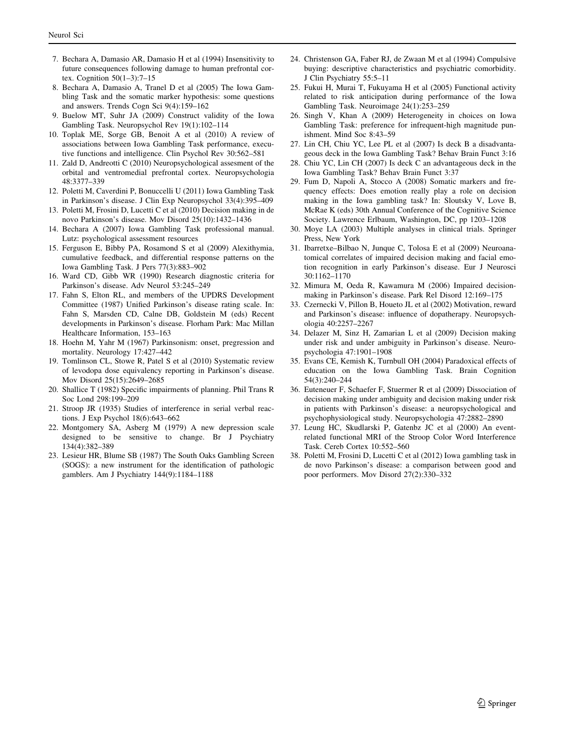7. Bechara A, Damasio AR, Damasio H et al (1994) Insensitivity to future consequences following damage to human prefrontal cortex. Cognition 50(1–3):7–15
8. Bechara A, Damasio A, Tranel D et al (2005) The Iowa Gambling Task and the somatic marker hypothesis: some questions and answers. Trends Cogn Sci 9(4):159–162
9. Buelow MT, Suhr JA (2009) Construct validity of the Iowa Gambling Task. Neuropsychol Rev 19(1):102–114
10. Toplak ME, Sorge GB, Benoit A et al (2010) A review of associations between Iowa Gambling Task performance, executive functions and intelligence. Clin Psychol Rev 30:562–581
11. Zald D, Andreotti C (2010) Neuropsychological assesment of the orbital and ventromedial prefrontal cortex. Neuropsychologia 48:3377–339
12. Poletti M, Caverdini P, Bonuccelli U (2011) Iowa Gambling Task in Parkinson's disease. J Clin Exp Neuropsychol 33(4):395–409
13. Poletti M, Frosini D, Lucetti C et al (2010) Decision making in de novo Parkinson's disease. Mov Disord 25(10):1432–1436
14. Bechara A (2007) Iowa Gambling Task professional manual. Lutz: psychological assessment resources
15. Ferguson E, Bibby PA, Rosamond S et al (2009) Alexithymia, cumulative feedback, and differential response patterns on the Iowa Gambling Task. J Pers 77(3):883–902
16. Ward CD, Gibb WR (1990) Research diagnostic criteria for Parkinson's disease. Adv Neurol 53:245–249
17. Fahn S, Elton RL, and members of the UPDRS Development Committee (1987) Unified Parkinson's disease rating scale. In: Fahn S, Marsden CD, Calne DB, Goldstein M (eds) Recent developments in Parkinson's disease. Florham Park: Mac Millan Healthcare Information, 153–163
18. Hoehn M, Yahr M (1967) Parkinsonism: onset, pregression and mortality. Neurology 17:427–442
19. Tomlinson CL, Stowe R, Patel S et al (2010) Systematic review of levodopa dose equivalency reporting in Parkinson's disease. Mov Disord 25(15):2649–2685
20. Shallice T (1982) Specific impairments of planning. Phil Trans R Soc Lond 298:199–209
21. Stroop JR (1935) Studies of interference in serial verbal reactions. J Exp Psychol 18(6):643–662
22. Montgomery SA, Asberg M (1979) A new depression scale designed to be sensitive to change. Br J Psychiatry 134(4):382–389
23. Lesieur HR, Blume SB (1987) The South Oaks Gambling Screen (SOGS): a new instrument for the identification of pathologic gamblers. Am J Psychiatry 144(9):1184–1188
24. Christenson GA, Faber RJ, de Zwaan M et al (1994) Compulsive buying: descriptive characteristics and psychiatric comorbidity. J Clin Psychiatry 55:5–11
25. Fukui H, Murai T, Fukuyama H et al (2005) Functional activity related to risk anticipation during performance of the Iowa Gambling Task. Neuroimage 24(1):253–259
26. Singh V, Khan A (2009) Heterogeneity in choices on Iowa Gambling Task: preference for infrequent-high magnitude punishment. Mind Soc 8:43–59
27. Lin CH, Chiu YC, Lee PL et al (2007) Is deck B a disadvantageous deck in the Iowa Gambling Task? Behav Brain Funct 3:16
28. Chiu YC, Lin CH (2007) Is deck C an advantageous deck in the Iowa Gambling Task? Behav Brain Funct 3:37
29. Fum D, Napoli A, Stocco A (2008) Somatic markers and frequency effects: Does emotion really play a role on decision making in the Iowa gambling task? In: Sloutsky V, Love B, McRae K (eds) 30th Annual Conference of the Cognitive Science Society. Lawrence Erlbaum, Washington, DC, pp 1203–1208
30. Moye LA (2003) Multiple analyses in clinical trials. Springer Press, New York
31. Ibarretxe–Bilbao N, Junque C, Tolosa E et al (2009) Neuroanatomical correlates of impaired decision making and facial emotion recognition in early Parkinson's disease. Eur J Neurosci 30:1162–1170
32. Mimura M, Oeda R, Kawamura M (2006) Impaired decision-making in Parkinson's disease. Park Rel Disord 12:169–175
33. Czernecki V, Pillon B, Houeto JL et al (2002) Motivation, reward and Parkinson's disease: influence of dopatherapy. Neuropsychologia 40:2257–2267
34. Delazer M, Sinz H, Zamarian L et al (2009) Decision making under risk and under ambiguity in Parkinson's disease. Neuropsychologia 47:1901–1908
35. Evans CE, Kemish K, Turnbull OH (2004) Paradoxical effects of education on the Iowa Gambling Task. Brain Cognition 54(3):240–244
36. Euteneuer F, Schaefer F, Stuermer R et al (2009) Dissociation of decision making under ambiguity and decision making under risk in patients with Parkinson's disease: a neuropsychological and psychophysiological study. Neuropsychologia 47:2882–2890
37. Leung HC, Skudlarski P, Gatenbz JC et al (2000) An event-related functional MRI of the Stroop Color Word Interference Task. Cereb Cortex 10:552–560
38. Poletti M, Frosini D, Lucetti C et al (2012) Iowa gambling task in de novo Parkinson's disease: a comparison between good and poor performers. Mov Disord 27(2):330–332